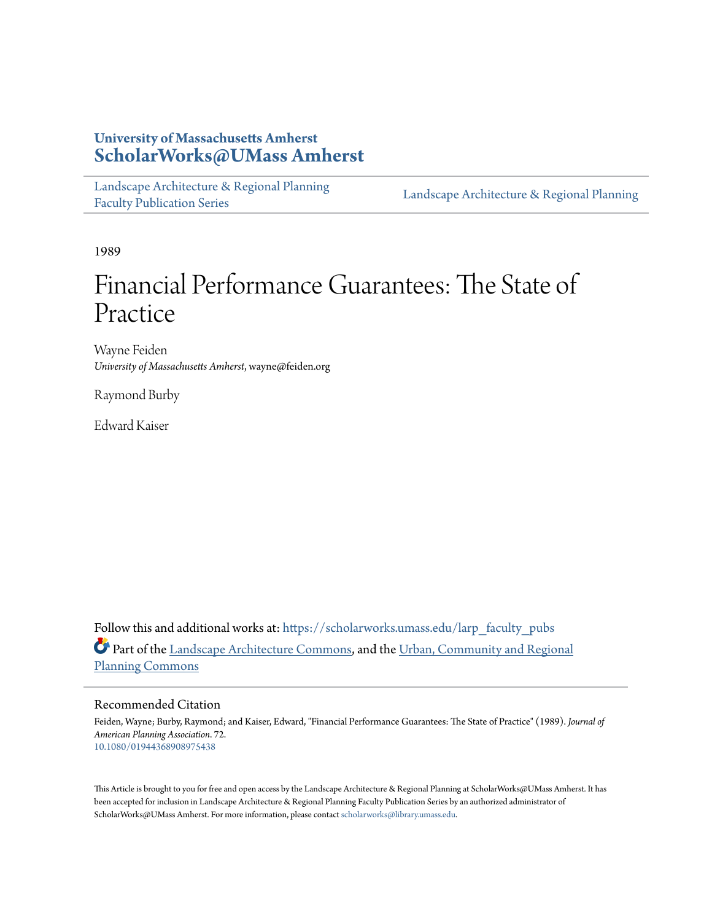University of Massachusetts Amherst
**ScholarWorks@UMass Amherst**

Landscape Architecture & Regional Planning Faculty Publication Series | Landscape Architecture & Regional Planning

1989

# Financial Performance Guarantees: The State of Practice

Wayne Feiden
*University of Massachusetts Amherst*, wayne@feiden.org

Raymond Burby

Edward Kaiser

Follow this and additional works at: https://scholarworks.umass.edu/larp_faculty_pubs

Part of the Landscape Architecture Commons, and the Urban, Community and Regional Planning Commons

## Recommended Citation

Feiden, Wayne; Burby, Raymond; and Kaiser, Edward, "Financial Performance Guarantees: The State of Practice" (1989). *Journal of American Planning Association*. 72.
10.1080/01944368908975438

This Article is brought to you for free and open access by the Landscape Architecture & Regional Planning at ScholarWorks@UMass Amherst. It has been accepted for inclusion in Landscape Architecture & Regional Planning Faculty Publication Series by an authorized administrator of ScholarWorks@UMass Amherst. For more information, please contact scholarworks@library.umass.edu.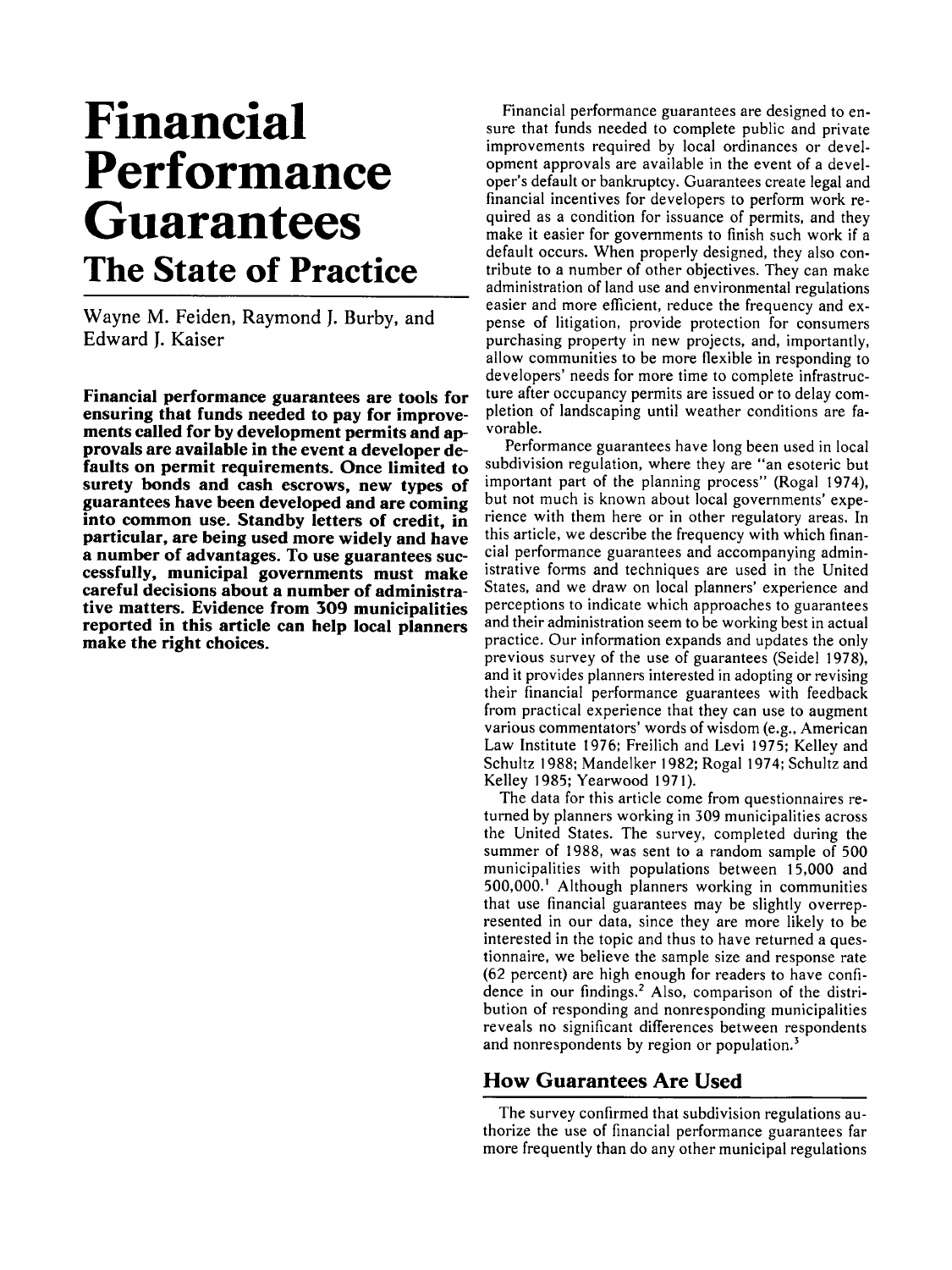# Financial Performance Guarantees

## The State of Practice

Wayne M. Feiden, Raymond J. Burby, and Edward J. Kaiser

**Financial performance guarantees are tools for ensuring that funds needed to pay for improvements called for by development permits and approvals are available in the event a developer defaults on permit requirements. Once limited to surety bonds and cash escrows, new types of guarantees have been developed and are coming into common use. Standby letters of credit, in particular, are being used more widely and have a number of advantages. To use guarantees successfully, municipal governments must make careful decisions about a number of administrative matters. Evidence from 309 municipalities reported in this article can help local planners make the right choices.**

Financial performance guarantees are designed to ensure that funds needed to complete public and private improvements required by local ordinances or development approvals are available in the event of a developer's default or bankruptcy. Guarantees create legal and financial incentives for developers to perform work required as a condition for issuance of permits, and they make it easier for governments to finish such work if a default occurs. When properly designed, they also contribute to a number of other objectives. They can make administration of land use and environmental regulations easier and more efficient, reduce the frequency and expense of litigation, provide protection for consumers purchasing property in new projects, and, importantly, allow communities to be more flexible in responding to developers' needs for more time to complete infrastructure after occupancy permits are issued or to delay completion of landscaping until weather conditions are favorable.

Performance guarantees have long been used in local subdivision regulation, where they are "an esoteric but important part of the planning process" (Rogal 1974), but not much is known about local governments' experience with them here or in other regulatory areas. In this article, we describe the frequency with which financial performance guarantees and accompanying administrative forms and techniques are used in the United States, and we draw on local planners' experience and perceptions to indicate which approaches to guarantees and their administration seem to be working best in actual practice. Our information expands and updates the only previous survey of the use of guarantees (Seidel 1978), and it provides planners interested in adopting or revising their financial performance guarantees with feedback from practical experience that they can use to augment various commentators' words of wisdom (e.g., American Law Institute 1976; Freilich and Levi 1975; Kelley and Schultz 1988; Mandelker 1982; Rogal 1974; Schultz and Kelley 1985; Yearwood 1971).

The data for this article come from questionnaires returned by planners working in 309 municipalities across the United States. The survey, completed during the summer of 1988, was sent to a random sample of 500 municipalities with populations between 15,000 and 500,000.[1] Although planners working in communities that use financial guarantees may be slightly overrepresented in our data, since they are more likely to be interested in the topic and thus to have returned a questionnaire, we believe the sample size and response rate (62 percent) are high enough for readers to have confidence in our findings.[2] Also, comparison of the distribution of responding and nonresponding municipalities reveals no significant differences between respondents and nonrespondents by region or population.[3]

## How Guarantees Are Used

The survey confirmed that subdivision regulations authorize the use of financial performance guarantees far more frequently than do any other municipal regulations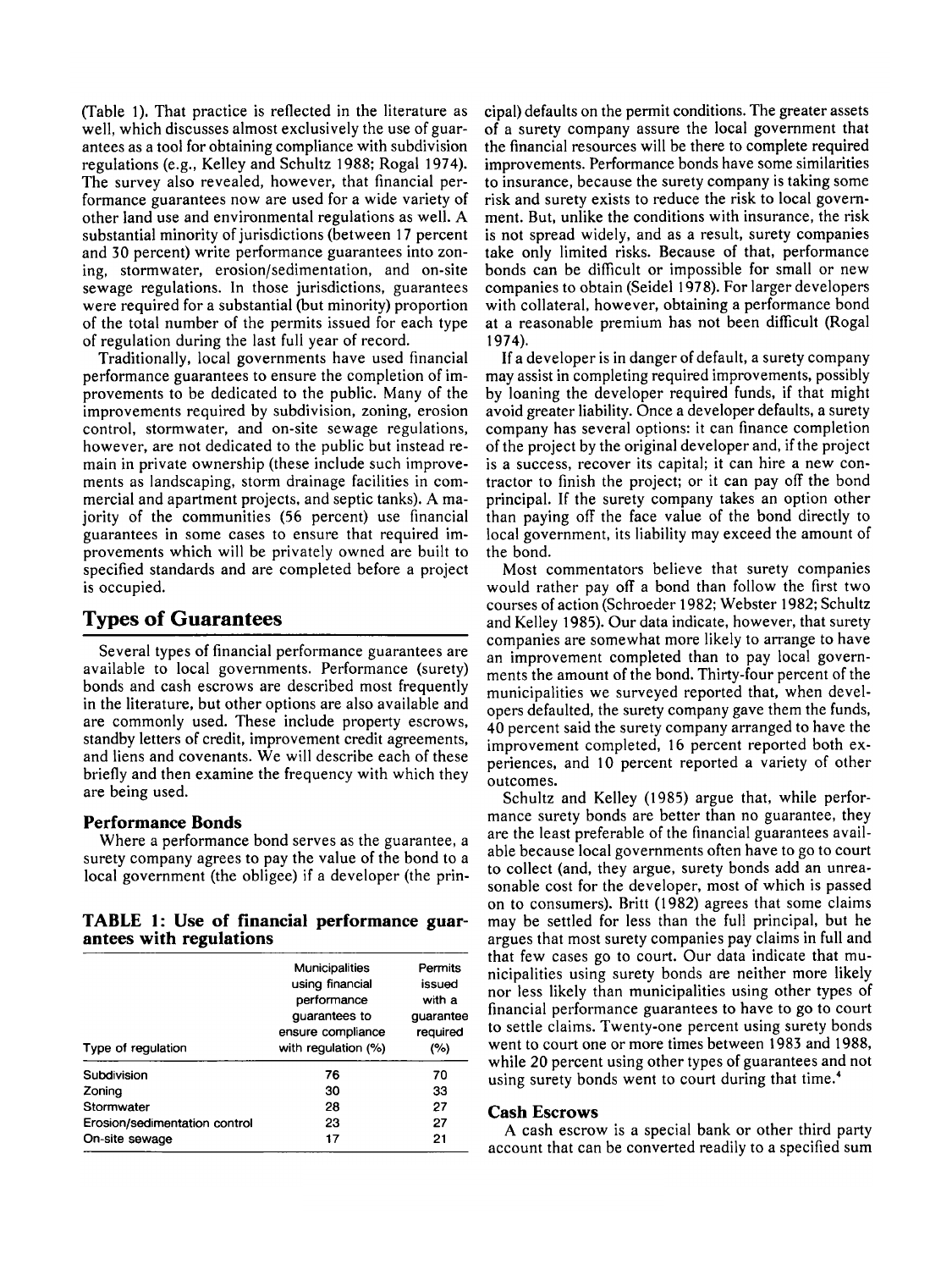(Table 1). That practice is reflected in the literature as well, which discusses almost exclusively the use of guarantees as a tool for obtaining compliance with subdivision regulations (e.g., Kelley and Schultz 1988; Rogal 1974). The survey also revealed, however, that financial performance guarantees now are used for a wide variety of other land use and environmental regulations as well. A substantial minority of jurisdictions (between 17 percent and 30 percent) write performance guarantees into zoning, stormwater, erosion/sedimentation, and on-site sewage regulations. In those jurisdictions, guarantees were required for a substantial (but minority) proportion of the total number of the permits issued for each type of regulation during the last full year of record.

Traditionally, local governments have used financial performance guarantees to ensure the completion of improvements to be dedicated to the public. Many of the improvements required by subdivision, zoning, erosion control, stormwater, and on-site sewage regulations, however, are not dedicated to the public but instead remain in private ownership (these include such improvements as landscaping, storm drainage facilities in commercial and apartment projects, and septic tanks). A majority of the communities (56 percent) use financial guarantees in some cases to ensure that required improvements which will be privately owned are built to specified standards and are completed before a project is occupied.

## Types of Guarantees

Several types of financial performance guarantees are available to local governments. Performance (surety) bonds and cash escrows are described most frequently in the literature, but other options are also available and are commonly used. These include property escrows, standby letters of credit, improvement credit agreements, and liens and covenants. We will describe each of these briefly and then examine the frequency with which they are being used.

### Performance Bonds

Where a performance bond serves as the guarantee, a surety company agrees to pay the value of the bond to a local government (the obligee) if a developer (the principal) defaults on the permit conditions. The greater assets of a surety company assure the local government that the financial resources will be there to complete required improvements. Performance bonds have some similarities to insurance, because the surety company is taking some risk and surety exists to reduce the risk to local government. But, unlike the conditions with insurance, the risk is not spread widely, and as a result, surety companies take only limited risks. Because of that, performance bonds can be difficult or impossible for small or new companies to obtain (Seidel 1978). For larger developers with collateral, however, obtaining a performance bond at a reasonable premium has not been difficult (Rogal 1974).

If a developer is in danger of default, a surety company may assist in completing required improvements, possibly by loaning the developer required funds, if that might avoid greater liability. Once a developer defaults, a surety company has several options: it can finance completion of the project by the original developer and, if the project is a success, recover its capital; it can hire a new contractor to finish the project; or it can pay off the bond principal. If the surety company takes an option other than paying off the face value of the bond directly to local government, its liability may exceed the amount of the bond.

Most commentators believe that surety companies would rather pay off a bond than follow the first two courses of action (Schroeder 1982; Webster 1982; Schultz and Kelley 1985). Our data indicate, however, that surety companies are somewhat more likely to arrange to have an improvement completed than to pay local governments the amount of the bond. Thirty-four percent of the municipalities we surveyed reported that, when developers defaulted, the surety company gave them the funds, 40 percent said the surety company arranged to have the improvement completed, 16 percent reported both experiences, and 10 percent reported a variety of other outcomes.

Schultz and Kelley (1985) argue that, while performance surety bonds are better than no guarantee, they are the least preferable of the financial guarantees available because local governments often have to go to court to collect (and, they argue, surety bonds add an unreasonable cost for the developer, most of which is passed on to consumers). Britt (1982) agrees that some claims may be settled for less than the full principal, but he argues that most surety companies pay claims in full and that few cases go to court. Our data indicate that municipalities using surety bonds are neither more likely nor less likely than municipalities using other types of financial performance guarantees to have to go to court to settle claims. Twenty-one percent using surety bonds went to court one or more times between 1983 and 1988, while 20 percent using other types of guarantees and not using surety bonds went to court during that time.[4]

**TABLE 1: Use of financial performance guarantees with regulations**

| Type of regulation | Municipalities using financial performance guarantees to ensure compliance with regulation (%) | Permits issued with a guarantee required (%) |
|---|---|---|
| Subdivision | 76 | 70 |
| Zoning | 30 | 33 |
| Stormwater | 28 | 27 |
| Erosion/sedimentation control | 23 | 27 |
| On-site sewage | 17 | 21 |

### Cash Escrows

A cash escrow is a special bank or other third party account that can be converted readily to a specified sum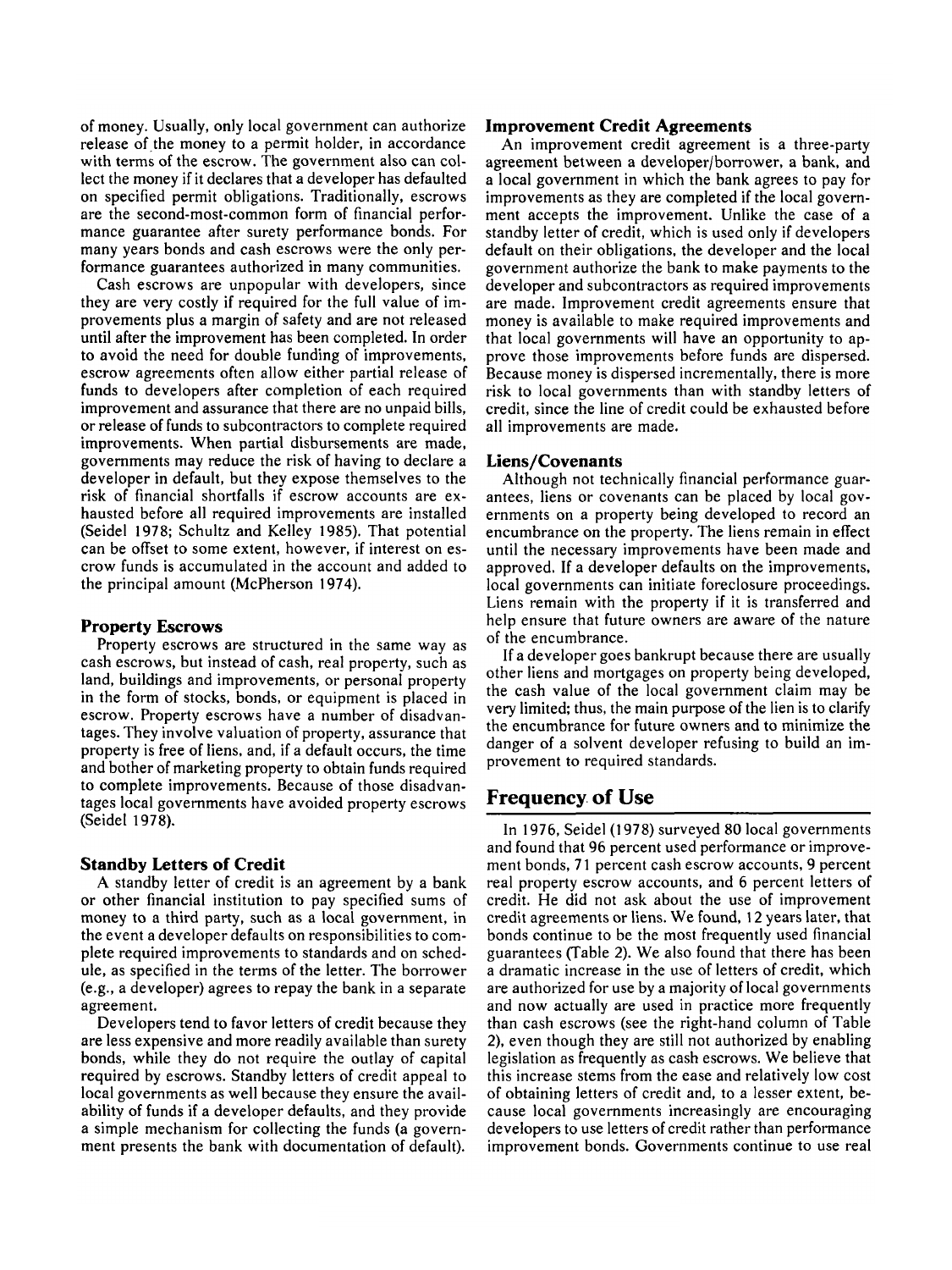of money. Usually, only local government can authorize release of the money to a permit holder, in accordance with terms of the escrow. The government also can collect the money if it declares that a developer has defaulted on specified permit obligations. Traditionally, escrows are the second-most-common form of financial performance guarantee after surety performance bonds. For many years bonds and cash escrows were the only performance guarantees authorized in many communities.

Cash escrows are unpopular with developers, since they are very costly if required for the full value of improvements plus a margin of safety and are not released until after the improvement has been completed. In order to avoid the need for double funding of improvements, escrow agreements often allow either partial release of funds to developers after completion of each required improvement and assurance that there are no unpaid bills, or release of funds to subcontractors to complete required improvements. When partial disbursements are made, governments may reduce the risk of having to declare a developer in default, but they expose themselves to the risk of financial shortfalls if escrow accounts are exhausted before all required improvements are installed (Seidel 1978; Schultz and Kelley 1985). That potential can be offset to some extent, however, if interest on escrow funds is accumulated in the account and added to the principal amount (McPherson 1974).

### Property Escrows

Property escrows are structured in the same way as cash escrows, but instead of cash, real property, such as land, buildings and improvements, or personal property in the form of stocks, bonds, or equipment is placed in escrow. Property escrows have a number of disadvantages. They involve valuation of property, assurance that property is free of liens, and, if a default occurs, the time and bother of marketing property to obtain funds required to complete improvements. Because of those disadvantages local governments have avoided property escrows (Seidel 1978).

### Standby Letters of Credit

A standby letter of credit is an agreement by a bank or other financial institution to pay specified sums of money to a third party, such as a local government, in the event a developer defaults on responsibilities to complete required improvements to standards and on schedule, as specified in the terms of the letter. The borrower (e.g., a developer) agrees to repay the bank in a separate agreement.

Developers tend to favor letters of credit because they are less expensive and more readily available than surety bonds, while they do not require the outlay of capital required by escrows. Standby letters of credit appeal to local governments as well because they ensure the availability of funds if a developer defaults, and they provide a simple mechanism for collecting the funds (a government presents the bank with documentation of default).

### Improvement Credit Agreements

An improvement credit agreement is a three-party agreement between a developer/borrower, a bank, and a local government in which the bank agrees to pay for improvements as they are completed if the local government accepts the improvement. Unlike the case of a standby letter of credit, which is used only if developers default on their obligations, the developer and the local government authorize the bank to make payments to the developer and subcontractors as required improvements are made. Improvement credit agreements ensure that money is available to make required improvements and that local governments will have an opportunity to approve those improvements before funds are dispersed. Because money is dispersed incrementally, there is more risk to local governments than with standby letters of credit, since the line of credit could be exhausted before all improvements are made.

### Liens/Covenants

Although not technically financial performance guarantees, liens or covenants can be placed by local governments on a property being developed to record an encumbrance on the property. The liens remain in effect until the necessary improvements have been made and approved. If a developer defaults on the improvements, local governments can initiate foreclosure proceedings. Liens remain with the property if it is transferred and help ensure that future owners are aware of the nature of the encumbrance.

If a developer goes bankrupt because there are usually other liens and mortgages on property being developed, the cash value of the local government claim may be very limited; thus, the main purpose of the lien is to clarify the encumbrance for future owners and to minimize the danger of a solvent developer refusing to build an improvement to required standards.

## Frequency of Use

In 1976, Seidel (1978) surveyed 80 local governments and found that 96 percent used performance or improvement bonds, 71 percent cash escrow accounts, 9 percent real property escrow accounts, and 6 percent letters of credit. He did not ask about the use of improvement credit agreements or liens. We found, 12 years later, that bonds continue to be the most frequently used financial guarantees (Table 2). We also found that there has been a dramatic increase in the use of letters of credit, which are authorized for use by a majority of local governments and now actually are used in practice more frequently than cash escrows (see the right-hand column of Table 2), even though they are still not authorized by enabling legislation as frequently as cash escrows. We believe that this increase stems from the ease and relatively low cost of obtaining letters of credit and, to a lesser extent, because local governments increasingly are encouraging developers to use letters of credit rather than performance improvement bonds. Governments continue to use real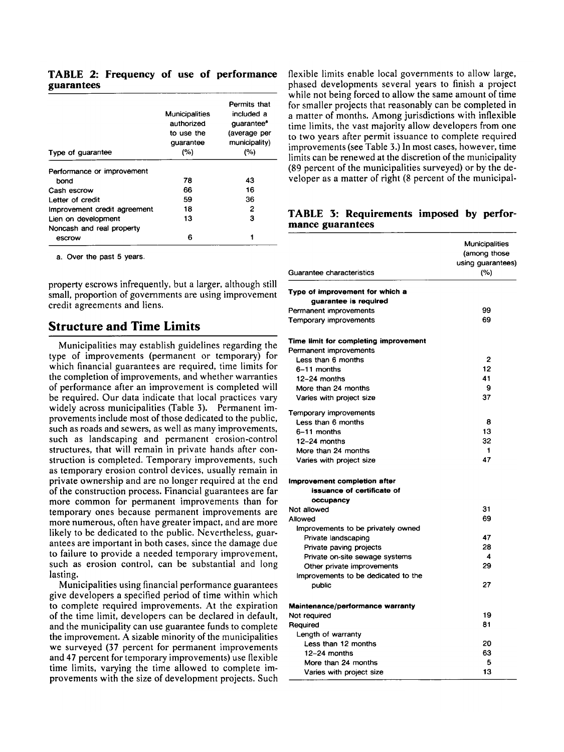**TABLE 2: Frequency of use of performance guarantees**

| Type of guarantee | Municipalities authorized to use the guarantee (%) | Permits that included a guarantee[a] (average per municipality) (%) |
|---|---|---|
| Performance or improvement bond | 78 | 43 |
| Cash escrow | 66 | 16 |
| Letter of credit | 59 | 36 |
| Improvement credit agreement | 18 | 2 |
| Lien on development | 13 | 3 |
| Noncash and real property escrow | 6 | 1 |

a. Over the past 5 years.

property escrows infrequently, but a larger, although still small, proportion of governments are using improvement credit agreements and liens.

## Structure and Time Limits

Municipalities may establish guidelines regarding the type of improvements (permanent or temporary) for which financial guarantees are required, time limits for the completion of improvements, and whether warranties of performance after an improvement is completed will be required. Our data indicate that local practices vary widely across municipalities (Table 3). Permanent improvements include most of those dedicated to the public, such as roads and sewers, as well as many improvements, such as landscaping and permanent erosion-control structures, that will remain in private hands after construction is completed. Temporary improvements, such as temporary erosion control devices, usually remain in private ownership and are no longer required at the end of the construction process. Financial guarantees are far more common for permanent improvements than for temporary ones because permanent improvements are more numerous, often have greater impact, and are more likely to be dedicated to the public. Nevertheless, guarantees are important in both cases, since the damage due to failure to provide a needed temporary improvement, such as erosion control, can be substantial and long lasting.

Municipalities using financial performance guarantees give developers a specified period of time within which to complete required improvements. At the expiration of the time limit, developers can be declared in default, and the municipality can use guarantee funds to complete the improvement. A sizable minority of the municipalities we surveyed (37 percent for permanent improvements and 47 percent for temporary improvements) use flexible time limits, varying the time allowed to complete improvements with the size of development projects. Such flexible limits enable local governments to allow large, phased developments several years to finish a project while not being forced to allow the same amount of time for smaller projects that reasonably can be completed in a matter of months. Among jurisdictions with inflexible time limits, the vast majority allow developers from one to two years after permit issuance to complete required improvements (see Table 3.) In most cases, however, time limits can be renewed at the discretion of the municipality (89 percent of the municipalities surveyed) or by the developer as a matter of right (8 percent of the municipal-

**TABLE 3: Requirements imposed by performance guarantees**

| Guarantee characteristics | Municipalities (among those using guarantees) (%) |
|---|---|
| **Type of improvement for which a guarantee is required** | |
| Permanent improvements | 99 |
| Temporary improvements | 69 |
| **Time limit for completing improvement** | |
| Permanent improvements | |
| Less than 6 months | 2 |
| 6–11 months | 12 |
| 12–24 months | 41 |
| More than 24 months | 9 |
| Varies with project size | 37 |
| Temporary improvements | |
| Less than 6 months | 8 |
| 6–11 months | 13 |
| 12–24 months | 32 |
| More than 24 months | 1 |
| Varies with project size | 47 |
| **Improvement completion after issuance of certificate of occupancy** | |
| Not allowed | 31 |
| Allowed | 69 |
| Improvements to be privately owned | |
| Private landscaping | 47 |
| Private paving projects | 28 |
| Private on-site sewage systems | 4 |
| Other private improvements | 29 |
| Improvements to be dedicated to the public | 27 |
| **Maintenance/performance warranty** | |
| Not required | 19 |
| Required | 81 |
| Length of warranty | |
| Less than 12 months | 20 |
| 12–24 months | 63 |
| More than 24 months | 5 |
| Varies with project size | 13 |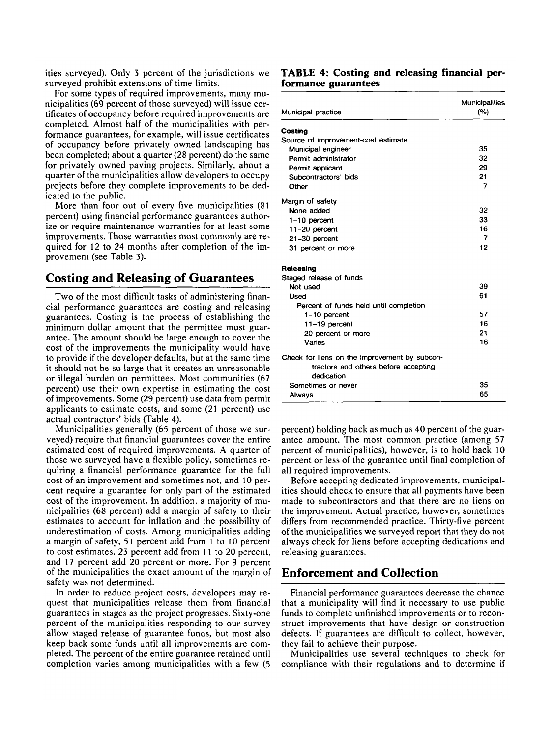ities surveyed). Only 3 percent of the jurisdictions we surveyed prohibit extensions of time limits.

For some types of required improvements, many municipalities (69 percent of those surveyed) will issue certificates of occupancy before required improvements are completed. Almost half of the municipalities with performance guarantees, for example, will issue certificates of occupancy before privately owned landscaping has been completed; about a quarter (28 percent) do the same for privately owned paving projects. Similarly, about a quarter of the municipalities allow developers to occupy projects before they complete improvements to be dedicated to the public.

More than four out of every five municipalities (81 percent) using financial performance guarantees authorize or require maintenance warranties for at least some improvements. Those warranties most commonly are required for 12 to 24 months after completion of the improvement (see Table 3).

## Costing and Releasing of Guarantees

Two of the most difficult tasks of administering financial performance guarantees are costing and releasing guarantees. Costing is the process of establishing the minimum dollar amount that the permittee must guarantee. The amount should be large enough to cover the cost of the improvements the municipality would have to provide if the developer defaults, but at the same time it should not be so large that it creates an unreasonable or illegal burden on permittees. Most communities (67 percent) use their own expertise in estimating the cost of improvements. Some (29 percent) use data from permit applicants to estimate costs, and some (21 percent) use actual contractors' bids (Table 4).

Municipalities generally (65 percent of those we surveyed) require that financial guarantees cover the entire estimated cost of required improvements. A quarter of those we surveyed have a flexible policy, sometimes requiring a financial performance guarantee for the full cost of an improvement and sometimes not, and 10 percent require a guarantee for only part of the estimated cost of the improvement. In addition, a majority of municipalities (68 percent) add a margin of safety to their estimates to account for inflation and the possibility of underestimation of costs. Among municipalities adding a margin of safety, 51 percent add from 1 to 10 percent to cost estimates, 23 percent add from 11 to 20 percent, and 17 percent add 20 percent or more. For 9 percent of the municipalities the exact amount of the margin of safety was not determined.

In order to reduce project costs, developers may request that municipalities release them from financial guarantees in stages as the project progresses. Sixty-one percent of the municipalities responding to our survey allow staged release of guarantee funds, but most also keep back some funds until all improvements are completed. The percent of the entire guarantee retained until completion varies among municipalities with a few (5 percent) holding back as much as 40 percent of the guarantee amount. The most common practice (among 57 percent of municipalities), however, is to hold back 10 percent or less of the guarantee until final completion of all required improvements.

Before accepting dedicated improvements, municipalities should check to ensure that all payments have been made to subcontractors and that there are no liens on the improvement. Actual practice, however, sometimes differs from recommended practice. Thirty-five percent of the municipalities we surveyed report that they do not always check for liens before accepting dedications and releasing guarantees.

**TABLE 4: Costing and releasing financial performance guarantees**

| Municipal practice | Municipalities (%) |
|---|---|
| **Costing** | |
| Source of improvement-cost estimate | |
| Municipal engineer | 35 |
| Permit administrator | 32 |
| Permit applicant | 29 |
| Subcontractors' bids | 21 |
| Other | 7 |
| Margin of safety | |
| None added | 32 |
| 1–10 percent | 33 |
| 11–20 percent | 16 |
| 21–30 percent | 7 |
| 31 percent or more | 12 |
| **Releasing** | |
| Staged release of funds | |
| Not used | 39 |
| Used | 61 |
| Percent of funds held until completion | |
| 1–10 percent | 57 |
| 11–19 percent | 16 |
| 20 percent or more | 21 |
| Varies | 16 |
| Check for liens on the improvement by subcontractors and others before accepting dedication | |
| Sometimes or never | 35 |
| Always | 65 |

## Enforcement and Collection

Financial performance guarantees decrease the chance that a municipality will find it necessary to use public funds to complete unfinished improvements or to reconstruct improvements that have design or construction defects. If guarantees are difficult to collect, however, they fail to achieve their purpose.

Municipalities use several techniques to check for compliance with their regulations and to determine if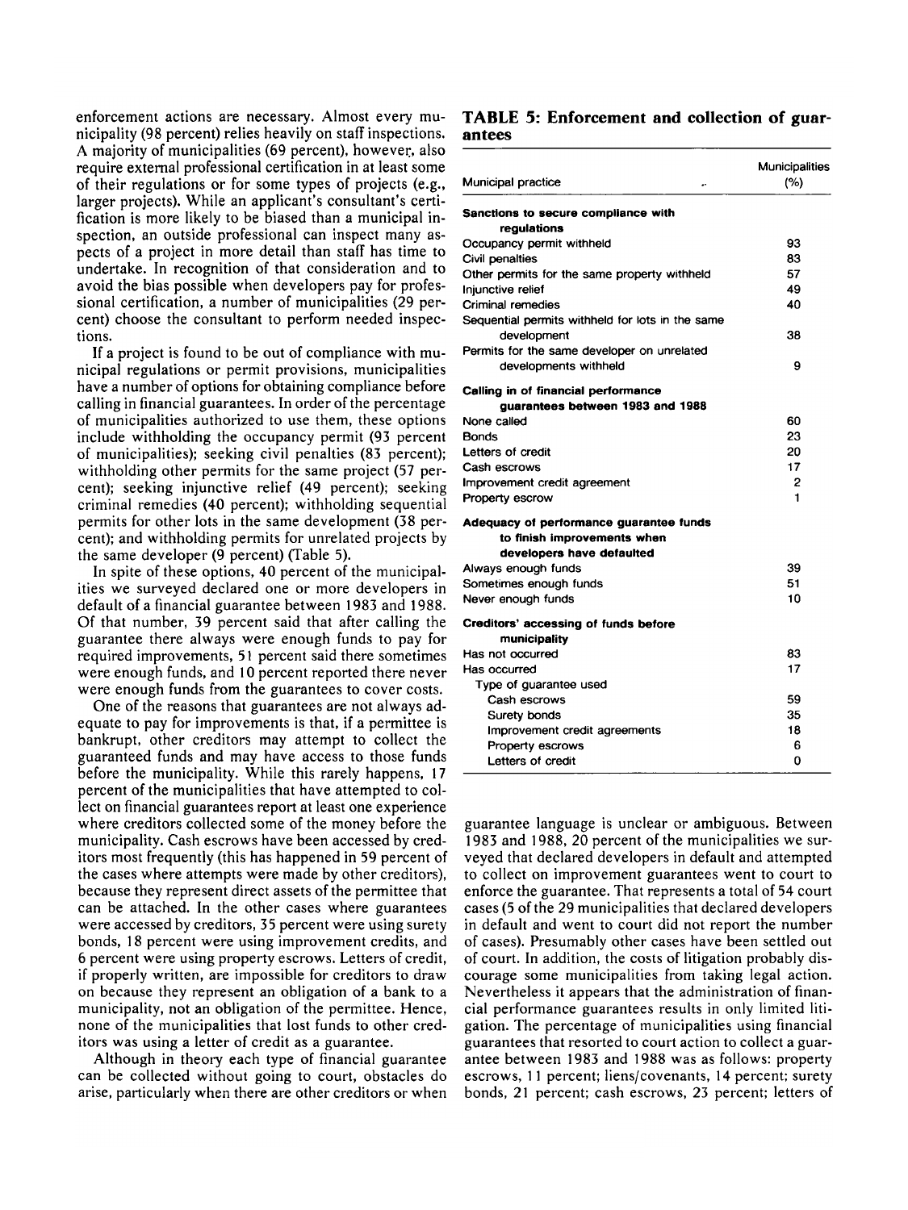enforcement actions are necessary. Almost every municipality (98 percent) relies heavily on staff inspections. A majority of municipalities (69 percent), however, also require external professional certification in at least some of their regulations or for some types of projects (e.g., larger projects). While an applicant's consultant's certification is more likely to be biased than a municipal inspection, an outside professional can inspect many aspects of a project in more detail than staff has time to undertake. In recognition of that consideration and to avoid the bias possible when developers pay for professional certification, a number of municipalities (29 percent) choose the consultant to perform needed inspections.

If a project is found to be out of compliance with municipal regulations or permit provisions, municipalities have a number of options for obtaining compliance before calling in financial guarantees. In order of the percentage of municipalities authorized to use them, these options include withholding the occupancy permit (93 percent of municipalities); seeking civil penalties (83 percent); withholding other permits for the same project (57 percent); seeking injunctive relief (49 percent); seeking criminal remedies (40 percent); withholding sequential permits for other lots in the same development (38 percent); and withholding permits for unrelated projects by the same developer (9 percent) (Table 5).

In spite of these options, 40 percent of the municipalities we surveyed declared one or more developers in default of a financial guarantee between 1983 and 1988. Of that number, 39 percent said that after calling the guarantee there always were enough funds to pay for required improvements, 51 percent said there sometimes were enough funds, and 10 percent reported there never were enough funds from the guarantees to cover costs.

One of the reasons that guarantees are not always adequate to pay for improvements is that, if a permittee is bankrupt, other creditors may attempt to collect the guaranteed funds and may have access to those funds before the municipality. While this rarely happens, 17 percent of the municipalities that have attempted to collect on financial guarantees report at least one experience where creditors collected some of the money before the municipality. Cash escrows have been accessed by creditors most frequently (this has happened in 59 percent of the cases where attempts were made by other creditors), because they represent direct assets of the permittee that can be attached. In the other cases where guarantees were accessed by creditors, 35 percent were using surety bonds, 18 percent were using improvement credits, and 6 percent were using property escrows. Letters of credit, if properly written, are impossible for creditors to draw on because they represent an obligation of a bank to a municipality, not an obligation of the permittee. Hence, none of the municipalities that lost funds to other creditors was using a letter of credit as a guarantee.

Although in theory each type of financial guarantee can be collected without going to court, obstacles do arise, particularly when there are other creditors or when guarantee language is unclear or ambiguous. Between 1983 and 1988, 20 percent of the municipalities we surveyed that declared developers in default and attempted to collect on improvement guarantees went to court to enforce the guarantee. That represents a total of 54 court cases (5 of the 29 municipalities that declared developers in default and went to court did not report the number of cases). Presumably other cases have been settled out of court. In addition, the costs of litigation probably discourage some municipalities from taking legal action. Nevertheless it appears that the administration of financial performance guarantees results in only limited litigation. The percentage of municipalities using financial guarantees that resorted to court action to collect a guarantee between 1983 and 1988 was as follows: property escrows, 11 percent; liens/covenants, 14 percent; surety bonds, 21 percent; cash escrows, 23 percent; letters of

**TABLE 5: Enforcement and collection of guarantees**

| Municipal practice | Municipalities (%) |
|---|---|
| **Sanctions to secure compliance with regulations** | |
| Occupancy permit withheld | 93 |
| Civil penalties | 83 |
| Other permits for the same property withheld | 57 |
| Injunctive relief | 49 |
| Criminal remedies | 40 |
| Sequential permits withheld for lots in the same development | 38 |
| Permits for the same developer on unrelated developments withheld | 9 |
| **Calling in of financial performance guarantees between 1983 and 1988** | |
| None called | 60 |
| Bonds | 23 |
| Letters of credit | 20 |
| Cash escrows | 17 |
| Improvement credit agreement | 2 |
| Property escrow | 1 |
| **Adequacy of performance guarantee funds to finish improvements when developers have defaulted** | |
| Always enough funds | 39 |
| Sometimes enough funds | 51 |
| Never enough funds | 10 |
| **Creditors' accessing of funds before municipality** | |
| Has not occurred | 83 |
| Has occurred | 17 |
| Type of guarantee used | |
| Cash escrows | 59 |
| Surety bonds | 35 |
| Improvement credit agreements | 18 |
| Property escrows | 6 |
| Letters of credit | 0 |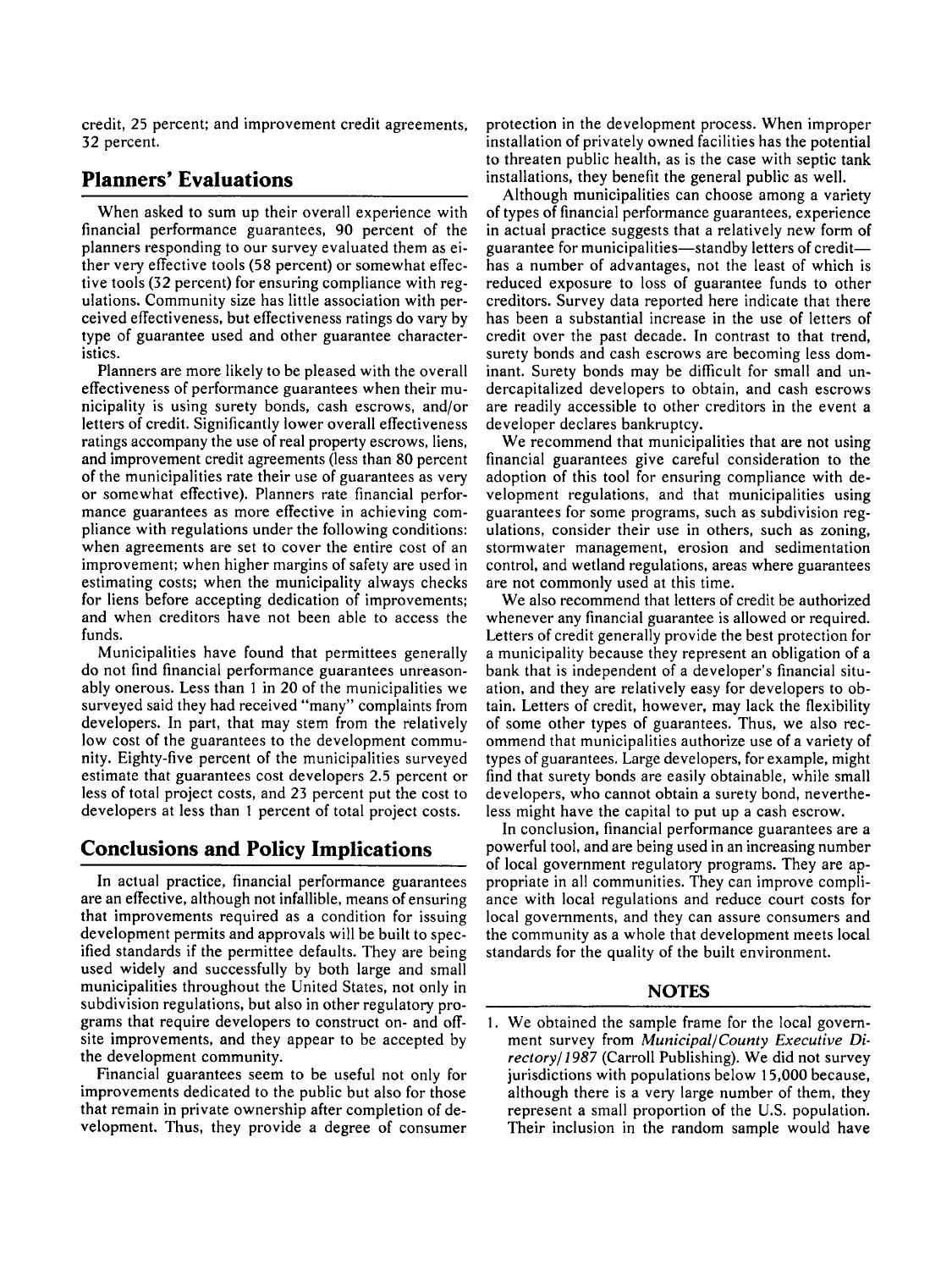credit, 25 percent; and improvement credit agreements, 32 percent.

## Planners' Evaluations

When asked to sum up their overall experience with financial performance guarantees, 90 percent of the planners responding to our survey evaluated them as either very effective tools (58 percent) or somewhat effective tools (32 percent) for ensuring compliance with regulations. Community size has little association with perceived effectiveness, but effectiveness ratings do vary by type of guarantee used and other guarantee characteristics.

Planners are more likely to be pleased with the overall effectiveness of performance guarantees when their municipality is using surety bonds, cash escrows, and/or letters of credit. Significantly lower overall effectiveness ratings accompany the use of real property escrows, liens, and improvement credit agreements (less than 80 percent of the municipalities rate their use of guarantees as very or somewhat effective). Planners rate financial performance guarantees as more effective in achieving compliance with regulations under the following conditions: when agreements are set to cover the entire cost of an improvement; when higher margins of safety are used in estimating costs; when the municipality always checks for liens before accepting dedication of improvements; and when creditors have not been able to access the funds.

Municipalities have found that permittees generally do not find financial performance guarantees unreasonably onerous. Less than 1 in 20 of the municipalities we surveyed said they had received "many" complaints from developers. In part, that may stem from the relatively low cost of the guarantees to the development community. Eighty-five percent of the municipalities surveyed estimate that guarantees cost developers 2.5 percent or less of total project costs, and 23 percent put the cost to developers at less than 1 percent of total project costs.

## Conclusions and Policy Implications

In actual practice, financial performance guarantees are an effective, although not infallible, means of ensuring that improvements required as a condition for issuing development permits and approvals will be built to specified standards if the permittee defaults. They are being used widely and successfully by both large and small municipalities throughout the United States, not only in subdivision regulations, but also in other regulatory programs that require developers to construct on- and off-site improvements, and they appear to be accepted by the development community.

Financial guarantees seem to be useful not only for improvements dedicated to the public but also for those that remain in private ownership after completion of development. Thus, they provide a degree of consumer protection in the development process. When improper installation of privately owned facilities has the potential to threaten public health, as is the case with septic tank installations, they benefit the general public as well.

Although municipalities can choose among a variety of types of financial performance guarantees, experience in actual practice suggests that a relatively new form of guarantee for municipalities—standby letters of credit—has a number of advantages, not the least of which is reduced exposure to loss of guarantee funds to other creditors. Survey data reported here indicate that there has been a substantial increase in the use of letters of credit over the past decade. In contrast to that trend, surety bonds and cash escrows are becoming less dominant. Surety bonds may be difficult for small and undercapitalized developers to obtain, and cash escrows are readily accessible to other creditors in the event a developer declares bankruptcy.

We recommend that municipalities that are not using financial guarantees give careful consideration to the adoption of this tool for ensuring compliance with development regulations, and that municipalities using guarantees for some programs, such as subdivision regulations, consider their use in others, such as zoning, stormwater management, erosion and sedimentation control, and wetland regulations, areas where guarantees are not commonly used at this time.

We also recommend that letters of credit be authorized whenever any financial guarantee is allowed or required. Letters of credit generally provide the best protection for a municipality because they represent an obligation of a bank that is independent of a developer's financial situation, and they are relatively easy for developers to obtain. Letters of credit, however, may lack the flexibility of some other types of guarantees. Thus, we also recommend that municipalities authorize use of a variety of types of guarantees. Large developers, for example, might find that surety bonds are easily obtainable, while small developers, who cannot obtain a surety bond, nevertheless might have the capital to put up a cash escrow.

In conclusion, financial performance guarantees are a powerful tool, and are being used in an increasing number of local government regulatory programs. They are appropriate in all communities. They can improve compliance with local regulations and reduce court costs for local governments, and they can assure consumers and the community as a whole that development meets local standards for the quality of the built environment.

## NOTES

1. We obtained the sample frame for the local government survey from *Municipal/County Executive Directory/1987* (Carroll Publishing). We did not survey jurisdictions with populations below 15,000 because, although there is a very large number of them, they represent a small proportion of the U.S. population. Their inclusion in the random sample would have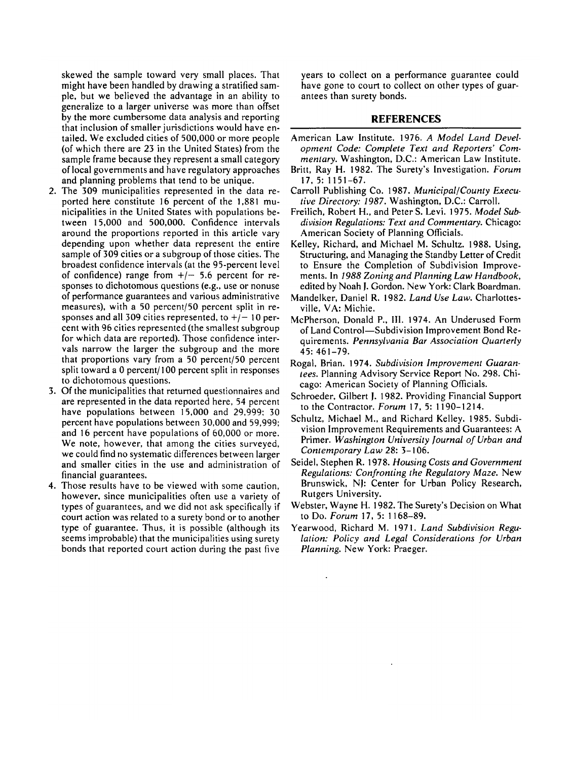skewed the sample toward very small places. That might have been handled by drawing a stratified sample, but we believed the advantage in an ability to generalize to a larger universe was more than offset by the more cumbersome data analysis and reporting that inclusion of smaller jurisdictions would have entailed. We excluded cities of 500,000 or more people (of which there are 23 in the United States) from the sample frame because they represent a small category of local governments and have regulatory approaches and planning problems that tend to be unique.

2. The 309 municipalities represented in the data reported here constitute 16 percent of the 1,881 municipalities in the United States with populations between 15,000 and 500,000. Confidence intervals around the proportions reported in this article vary depending upon whether data represent the entire sample of 309 cities or a subgroup of those cities. The broadest confidence intervals (at the 95-percent level of confidence) range from +/− 5.6 percent for responses to dichotomous questions (e.g., use or nonuse of performance guarantees and various administrative measures), with a 50 percent/50 percent split in responses and all 309 cities represented, to +/− 10 percent with 96 cities represented (the smallest subgroup for which data are reported). Those confidence intervals narrow the larger the subgroup and the more that proportions vary from a 50 percent/50 percent split toward a 0 percent/100 percent split in responses to dichotomous questions.
3. Of the municipalities that returned questionnaires and are represented in the data reported here, 54 percent have populations between 15,000 and 29,999; 30 percent have populations between 30,000 and 59,999; and 16 percent have populations of 60,000 or more. We note, however, that among the cities surveyed, we could find no systematic differences between larger and smaller cities in the use and administration of financial guarantees.
4. Those results have to be viewed with some caution, however, since municipalities often use a variety of types of guarantees, and we did not ask specifically if court action was related to a surety bond or to another type of guarantee. Thus, it is possible (although its seems improbable) that the municipalities using surety bonds that reported court action during the past five years to collect on a performance guarantee could have gone to court to collect on other types of guarantees than surety bonds.

## REFERENCES

American Law Institute. 1976. *A Model Land Development Code: Complete Text and Reporters' Commentary.* Washington, D.C.: American Law Institute.

Britt, Ray H. 1982. The Surety's Investigation. *Forum* 17, 5: 1151–67.

Carroll Publishing Co. 1987. *Municipal/County Executive Directory: 1987.* Washington, D.C.: Carroll.

Freilich, Robert H., and Peter S. Levi. 1975. *Model Subdivision Regulations: Text and Commentary.* Chicago: American Society of Planning Officials.

Kelley, Richard, and Michael M. Schultz. 1988. Using, Structuring, and Managing the Standby Letter of Credit to Ensure the Completion of Subdivision Improvements. In *1988 Zoning and Planning Law Handbook,* edited by Noah J. Gordon. New York: Clark Boardman.

Mandelker, Daniel R. 1982. *Land Use Law.* Charlottesville, VA: Michie.

McPherson, Donald P., III. 1974. An Underused Form of Land Control—Subdivision Improvement Bond Requirements. *Pennsylvania Bar Association Quarterly* 45: 461–79.

Rogal, Brian. 1974. *Subdivision Improvement Guarantees.* Planning Advisory Service Report No. 298. Chicago: American Society of Planning Officials.

Schroeder, Gilbert J. 1982. Providing Financial Support to the Contractor. *Forum* 17, 5: 1190–1214.

Schultz, Michael M., and Richard Kelley. 1985. Subdivision Improvement Requirements and Guarantees: A Primer. *Washington University Journal of Urban and Contemporary Law* 28: 3–106.

Seidel, Stephen R. 1978. *Housing Costs and Government Regulations: Confronting the Regulatory Maze.* New Brunswick, NJ: Center for Urban Policy Research, Rutgers University.

Webster, Wayne H. 1982. The Surety's Decision on What to Do. *Forum* 17, 5: 1168–89.

Yearwood, Richard M. 1971. *Land Subdivision Regulation: Policy and Legal Considerations for Urban Planning.* New York: Praeger.